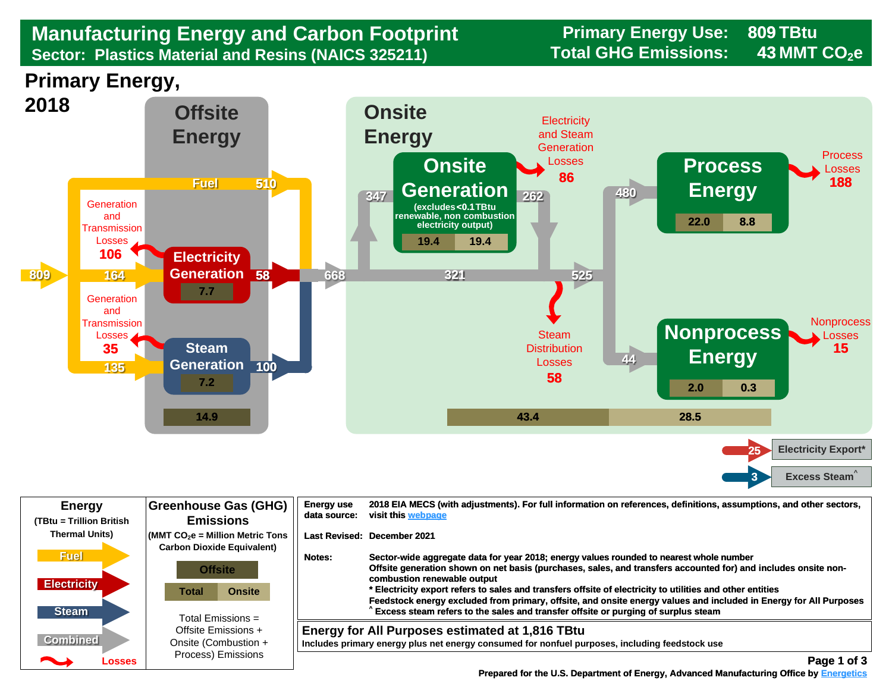# Manufacturing Energy and Carbon Footprint

## Sector: Plastics Material and Resins (NAICS 325211)

**Primary Energy Use:** 809 TBtu
**Total GHG Emissions:** 43 MMT $CO_2e$

## Primary Energy, 2018

### Offsite Energy

- Primary energy input: 809
- Fuel: 510
- To Electricity Generation: 164
- To Steam Generation: 135
- Generation and Transmission Losses: 106 (electricity)
- Generation and Transmission Losses: 35 (steam)
- Electricity Generation: 58 (emissions 7.7)
- Steam Generation: 100 (emissions 7.2)
- Offsite emissions: 14.9

### Onsite Energy

- Combined: 668
- To Onsite Generation: 347
- Onsite Generation (excludes <0.1 TBtu renewable, non combustion electricity output): 262 (emissions: Total 19.4, Onsite 19.4)
- Electricity and Steam Generation Losses: 86
- Bypass to end use: 321
- Combined to end use: 525
- Steam Distribution Losses: 58
- Process Energy: 480 (emissions: Total 22.0, Onsite 8.8)
- Process Losses: 188
- Nonprocess Energy: 44 (emissions: Total 2.0, Onsite 0.3)
- Nonprocess Losses: 15
- Onsite totals: Total 43.4, Onsite 28.5
- Electricity Export*: 25
- Excess Steam^: 3

| Energy (TBtu = Trillion British Thermal Units) | Greenhouse Gas (GHG) Emissions (MMT $CO_2e$ = Million Metric Tons Carbon Dioxide Equivalent) |
|---|---|
| Fuel | Offsite |
| Electricity | Total / Onsite |
| Steam | Total Emissions = Offsite Emissions + Onsite (Combustion + Process) Emissions |
| Combined | |
| Losses | |

**Energy use data source:** 2018 EIA MECS (with adjustments). For full information on references, definitions, assumptions, and other sectors, visit this webpage

**Last Revised:** December 2021

**Notes:** Sector-wide aggregate data for year 2018; energy values rounded to nearest whole number
Offsite generation shown on net basis (purchases, sales, and transfers accounted for) and includes onsite non-combustion renewable output
\* Electricity export refers to sales and transfers offsite of electricity to utilities and other entities
Feedstock energy excluded from primary, offsite, and onsite energy values and included in Energy for All Purposes
^ Excess steam refers to the sales and transfer offsite or purging of surplus steam

**Energy for All Purposes estimated at 1,816 TBtu**
Includes primary energy plus net energy consumed for nonfuel purposes, including feedstock use

Prepared for the U.S. Department of Energy, Advanced Manufacturing Office by Energetics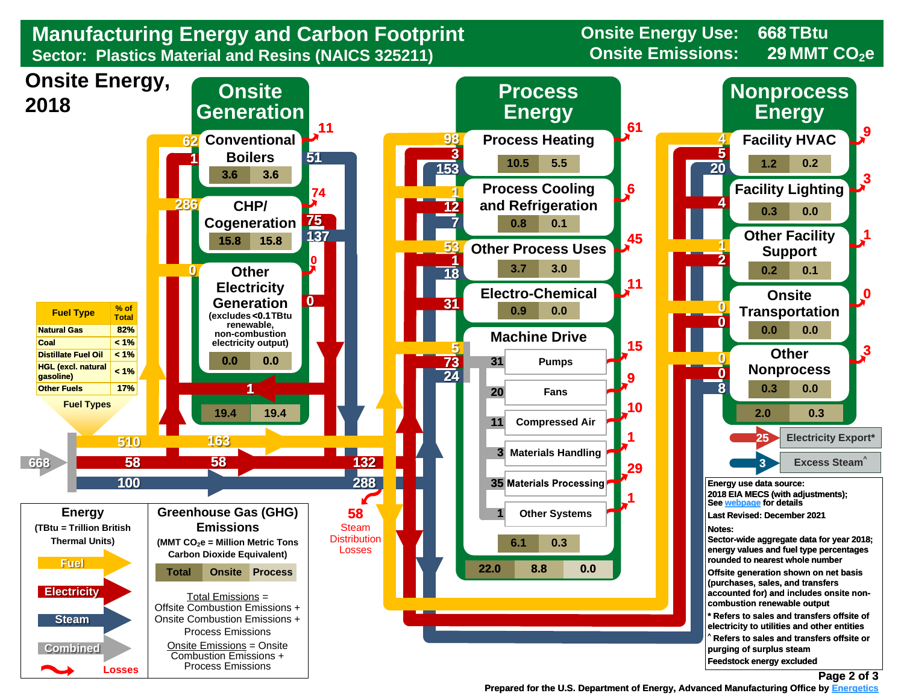# Manufacturing Energy and Carbon Footprint

## Sector: Plastics Material and Resins (NAICS 325211)

**Onsite Energy Use:** 668 TBtu
**Onsite Emissions:** 29 MMT $CO_2e$

## Onsite Energy, 2018

### Onsite Generation

| Component | Inputs | Losses | Outputs | Emissions |
|---|---|---|---|---|
| Conventional Boilers | Fuel 62, Electricity 1 | 11 | Steam 51 | 3.6 / 3.6 |
| CHP/Cogeneration | Fuel 286 | 74 | Electricity 75, Steam 137 | 15.8 / 15.8 |
| Other Electricity Generation (excludes <0.1 TBtu renewable, non-combustion electricity output) | Fuel 0 | 0 | Electricity 0 | 0.0 / 0.0 |
| **Total Onsite Generation** | | | Electricity 1 | 19.4 / 19.4 |

### Energy Flows

- Total onsite energy (Combined): 668
- Fuel: 510 (163 direct to end uses)
- Electricity: 58 (58 purchased; 132 total to end uses)
- Steam: 100 (288 total to end uses)
- Steam Distribution Losses: 58

### Process Energy

| End Use | Fuel | Electricity | Steam | Losses | Emissions |
|---|---|---|---|---|---|
| Process Heating | 98 | 3 | 153 | 61 | 10.5 / 5.5 |
| Process Cooling and Refrigeration | 1 | 12 | 7 | 6 | 0.8 / 0.1 |
| Other Process Uses | 53 | 1 | 18 | 45 | 3.7 / 3.0 |
| Electro-Chemical | | 31 | | 11 | 0.9 / 0.0 |
| Machine Drive | 5 | 73 | 24 | | 6.1 / 0.3 |

**Machine Drive**

| System | Energy | Losses |
|---|---|---|
| Pumps | 31 | 15 |
| Fans | 20 | 9 |
| Compressed Air | 11 | 10 |
| Materials Handling | 3 | 1 |
| Materials Processing | 35 | 29 |
| Other Systems | 1 | 1 |

**Process Energy Total Emissions:** 22.0 / 8.8 / 0.0

### Nonprocess Energy

| End Use | Fuel | Electricity | Steam | Losses | Emissions |
|---|---|---|---|---|---|
| Facility HVAC | 4 | 5 | 20 | 9 | 1.2 / 0.2 |
| Facility Lighting | | 4 | | 3 | 0.3 / 0.0 |
| Other Facility Support | 1 | 2 | | 1 | 0.2 / 0.1 |
| Onsite Transportation | 0 | 0 | | 0 | 0.0 / 0.0 |
| Other Nonprocess | 0 | 0 | 8 | 3 | 0.3 / 0.0 |

**Nonprocess Energy Total Emissions:** 2.0 / 0.3

- Electricity Export*: 25
- Excess Steam^: 3

### Fuel Types

| Fuel Type | % of Total |
|---|---|
| Natural Gas | 82% |
| Coal | < 1% |
| Distillate Fuel Oil | < 1% |
| HGL (excl. natural gasoline) | < 1% |
| Other Fuels | 17% |

### Legend

**Energy** (TBtu = Trillion British Thermal Units)

- Fuel
- Electricity
- Steam
- Combined
- Losses

**Greenhouse Gas (GHG) Emissions** (MMT $CO_2e$ = Million Metric Tons Carbon Dioxide Equivalent)

| Total | Onsite | Process |
|---|---|---|

Total Emissions = Offsite Combustion Emissions + Onsite Combustion Emissions + Process Emissions

Onsite Emissions = Onsite Combustion Emissions + Process Emissions

**Energy use data source:** 2018 EIA MECS (with adjustments); See webpage for details

**Last Revised:** December 2021

**Notes:**

Sector-wide aggregate data for year 2018; energy values and fuel type percentages rounded to nearest whole number

Offsite generation shown on net basis (purchases, sales, and transfers accounted for) and includes onsite non-combustion renewable output

\* Refers to sales and transfers offsite of electricity to utilities and other entities

^ Refers to sales and transfers offsite or purging of surplus steam

Feedstock energy excluded

Prepared for the U.S. Department of Energy, Advanced Manufacturing Office by Energetics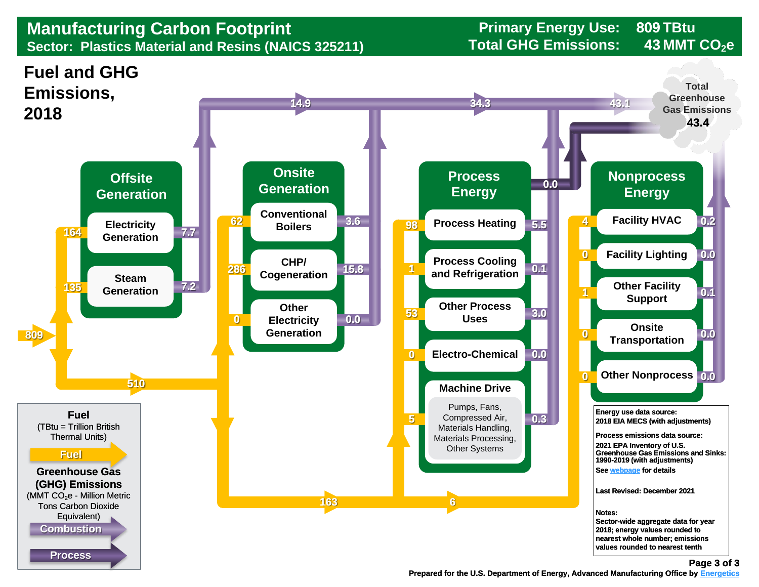# Manufacturing Carbon Footprint

**Sector: Plastics Material and Resins (NAICS 325211)**

**Primary Energy Use: 809 TBtu**

**Total GHG Emissions: 43 MMT $CO_2e$**

## Fuel and GHG Emissions, 2018

809

164

135

510

Offsite Generation

Electricity Generation

7.7

Steam Generation

7.2

14.9

62

286

0

Onsite Generation

Conventional Boilers

3.6

CHP/ Cogeneration

15.8

Other Electricity Generation

0.0

34.3

163

6

98

1

53

0

5

Process Energy

0.0

Process Heating

5.5

Process Cooling and Refrigeration

0.1

Other Process Uses

3.0

Electro-Chemical

0.0

Machine Drive

Pumps, Fans, Compressed Air, Materials Handling, Materials Processing, Other Systems

0.3

43.1

Total Greenhouse Gas Emissions

43.4

4

0

1

0

0

Nonprocess Energy

Facility HVAC

0.2

Facility Lighting

0.0

Other Facility Support

0.1

Onsite Transportation

0.0

Other Nonprocess

0.0

**Fuel**
(TBtu = Trillion British Thermal Units)

Fuel

**Greenhouse Gas (GHG) Emissions**
(MMT $CO_2e$ - Million Metric Tons Carbon Dioxide Equivalent)

Combustion

Process

**Energy use data source:**
**2018 EIA MECS (with adjustments)**

**Process emissions data source:**
**2021 EPA Inventory of U.S. Greenhouse Gas Emissions and Sinks: 1990-2019 (with adjustments)**

**See webpage for details**

**Last Revised: December 2021**

**Notes:**
**Sector-wide aggregate data for year 2018; energy values rounded to nearest whole number; emissions values rounded to nearest tenth**

**Prepared for the U.S. Department of Energy, Advanced Manufacturing Office by Energetics**